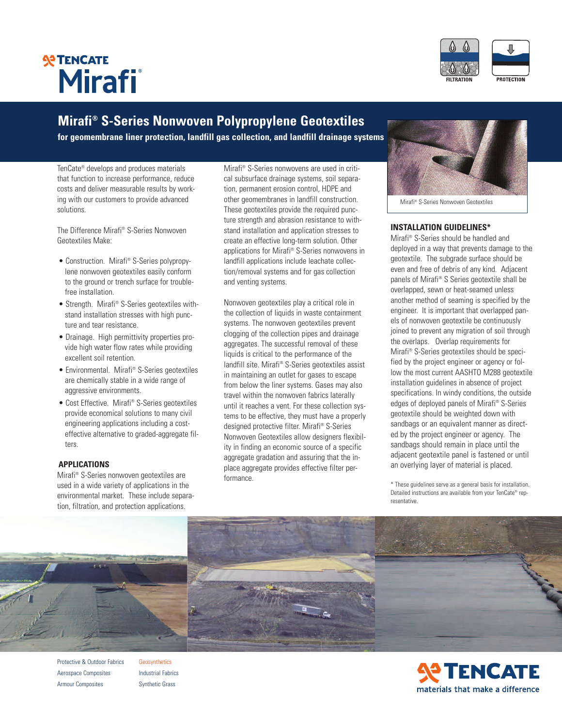# Mirafi® S-Series Nonwoven Polypropylene Geotextiles

**for geomembrane liner protection, landfill gas collection, and landfill drainage systems**

TenCate® develops and produces materials that function to increase performance, reduce costs and deliver measurable results by working with our customers to provide advanced solutions.

The Difference Mirafi® S-Series Nonwoven Geotextiles Make:

- Construction. Mirafi® S-Series polypropylene nonwoven geotextiles easily conform to the ground or trench surface for trouble-free installation.
- Strength. Mirafi® S-Series geotextiles withstand installation stresses with high puncture and tear resistance.
- Drainage. High permittivity properties provide high water flow rates while providing excellent soil retention.
- Environmental. Mirafi® S-Series geotextiles are chemically stable in a wide range of aggressive environments.
- Cost Effective. Mirafi® S-Series geotextiles provide economical solutions to many civil engineering applications including a cost-effective alternative to graded-aggregate filters.

## APPLICATIONS

Mirafi® S-Series nonwoven geotextiles are used in a wide variety of applications in the environmental market. These include separation, filtration, and protection applications.

Mirafi® S-Series nonwovens are used in critical subsurface drainage systems, soil separation, permanent erosion control, HDPE and other geomembranes in landfill construction. These geotextiles provide the required puncture strength and abrasion resistance to withstand installation and application stresses to create an effective long-term solution. Other applications for Mirafi® S-Series nonwovens in landfill applications include leachate collection/removal systems and for gas collection and venting systems.

Nonwoven geotextiles play a critical role in the collection of liquids in waste containment systems. The nonwoven geotextiles prevent clogging of the collection pipes and drainage aggregates. The successful removal of these liquids is critical to the performance of the landfill site. Mirafi® S-Series geotextiles assist in maintaining an outlet for gases to escape from below the liner systems. Gases may also travel within the nonwoven fabrics laterally until it reaches a vent. For these collection systems to be effective, they must have a properly designed protective filter. Mirafi® S-Series Nonwoven Geotextiles allow designers flexibility in finding an economic source of a specific aggregate gradation and assuring that the in-place aggregate provides effective filter performance.

Mirafi® S-Series Nonwoven Geotextiles

## INSTALLATION GUIDELINES*

Mirafi® S-Series should be handled and deployed in a way that prevents damage to the geotextile. The subgrade surface should be even and free of debris of any kind. Adjacent panels of Mirafi® S Series geotextile shall be overlapped, sewn or heat-seamed unless another method of seaming is specified by the engineer. It is important that overlapped panels of nonwoven geotextile be continuously joined to prevent any migration of soil through the overlaps. Overlap requirements for Mirafi® S-Series geotextiles should be specified by the project engineer or agency or follow the most current AASHTO M288 geotextile installation guidelines in absence of project specifications. In windy conditions, the outside edges of deployed panels of Mirafi® S-Series geotextile should be weighted down with sandbags or an equivalent manner as directed by the project engineer or agency. The sandbags should remain in place until the adjacent geotextile panel is fastened or until an overlying layer of material is placed.

* These guidelines serve as a general basis for installation. Detailed instructions are available from your TenCate® representative.

Protective & Outdoor Fabrics | Geosynthetics
Aerospace Composites | Industrial Fabrics
Armour Composites | Synthetic Grass

TENCATE materials that make a difference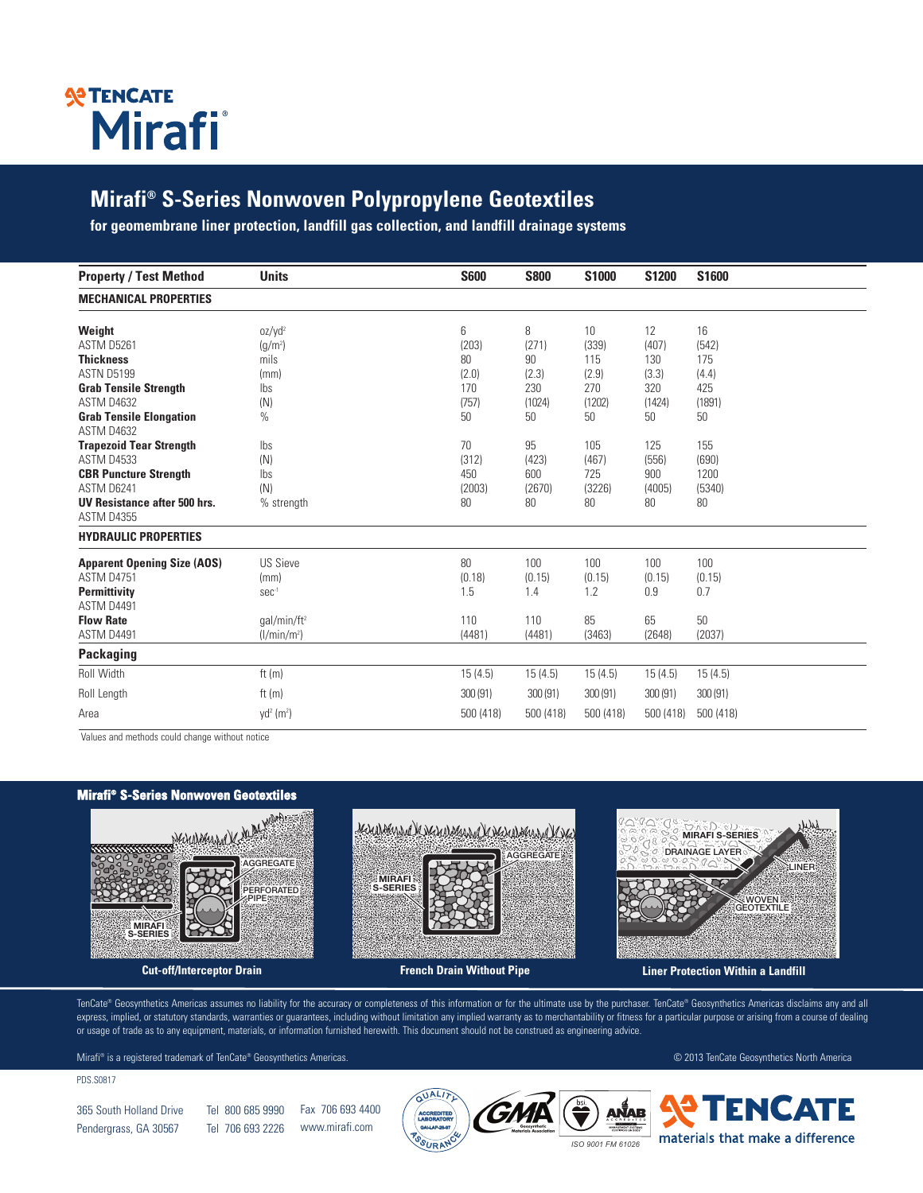# Mirafi® S-Series Nonwoven Polypropylene Geotextiles

**for geomembrane liner protection, landfill gas collection, and landfill drainage systems**

| Property / Test Method | Units | S600 | S800 | S1000 | S1200 | S1600 |
|---|---|---|---|---|---|---|
| **MECHANICAL PROPERTIES** | | | | | | |
| **Weight** | oz/yd² | 6 | 8 | 10 | 12 | 16 |
| ASTM D5261 | (g/m²) | (203) | (271) | (339) | (407) | (542) |
| **Thickness** | mils | 80 | 90 | 115 | 130 | 175 |
| ASTN D5199 | (mm) | (2.0) | (2.3) | (2.9) | (3.3) | (4.4) |
| **Grab Tensile Strength** | lbs | 170 | 230 | 270 | 320 | 425 |
| ASTM D4632 | (N) | (757) | (1024) | (1202) | (1424) | (1891) |
| **Grab Tensile Elongation** | % | 50 | 50 | 50 | 50 | 50 |
| ASTM D4632 | | | | | | |
| **Trapezoid Tear Strength** | lbs | 70 | 95 | 105 | 125 | 155 |
| ASTM D4533 | (N) | (312) | (423) | (467) | (556) | (690) |
| **CBR Puncture Strength** | lbs | 450 | 600 | 725 | 900 | 1200 |
| ASTM D6241 | (N) | (2003) | (2670) | (3226) | (4005) | (5340) |
| **UV Resistance after 500 hrs.** | % strength | 80 | 80 | 80 | 80 | 80 |
| ASTM D4355 | | | | | | |
| **HYDRAULIC PROPERTIES** | | | | | | |
| **Apparent Opening Size (AOS)** | US Sieve | 80 | 100 | 100 | 100 | 100 |
| ASTM D4751 | (mm) | (0.18) | (0.15) | (0.15) | (0.15) | (0.15) |
| **Permittivity** | sec⁻¹ | 1.5 | 1.4 | 1.2 | 0.9 | 0.7 |
| ASTM D4491 | | | | | | |
| **Flow Rate** | gal/min/ft² | 110 | 110 | 85 | 65 | 50 |
| ASTM D4491 | (l/min/m²) | (4481) | (4481) | (3463) | (2648) | (2037) |
| **Packaging** | | | | | | |
| Roll Width | ft (m) | 15 (4.5) | 15 (4.5) | 15 (4.5) | 15 (4.5) | 15 (4.5) |
| Roll Length | ft (m) | 300 (91) | 300 (91) | 300 (91) | 300 (91) | 300 (91) |
| Area | yd² (m²) | 500 (418) | 500 (418) | 500 (418) | 500 (418) | 500 (418) |

Values and methods could change without notice

## Mirafi® S-Series Nonwoven Geotextiles

Cut-off/Interceptor Drain

French Drain Without Pipe

Liner Protection Within a Landfill

TenCate® Geosynthetics Americas assumes no liability for the accuracy or completeness of this information or for the ultimate use by the purchaser. TenCate® Geosynthetics Americas disclaims any and all express, implied, or statutory standards, warranties or guarantees, including without limitation any implied warranty as to merchantability or fitness for a particular purpose or arising from a course of dealing or usage of trade as to any equipment, materials, or information furnished herewith. This document should not be construed as engineering advice.

Mirafi® is a registered trademark of TenCate® Geosynthetics Americas.

© 2013 TenCate Geosynthetics North America

PDS.S0817

365 South Holland Drive
Pendergrass, GA 30567

Tel 800 685 9990
Tel 706 693 2226

Fax 706 693 4400
www.mirafi.com

ISO 9001 FM 61026

TENCATE materials that make a difference